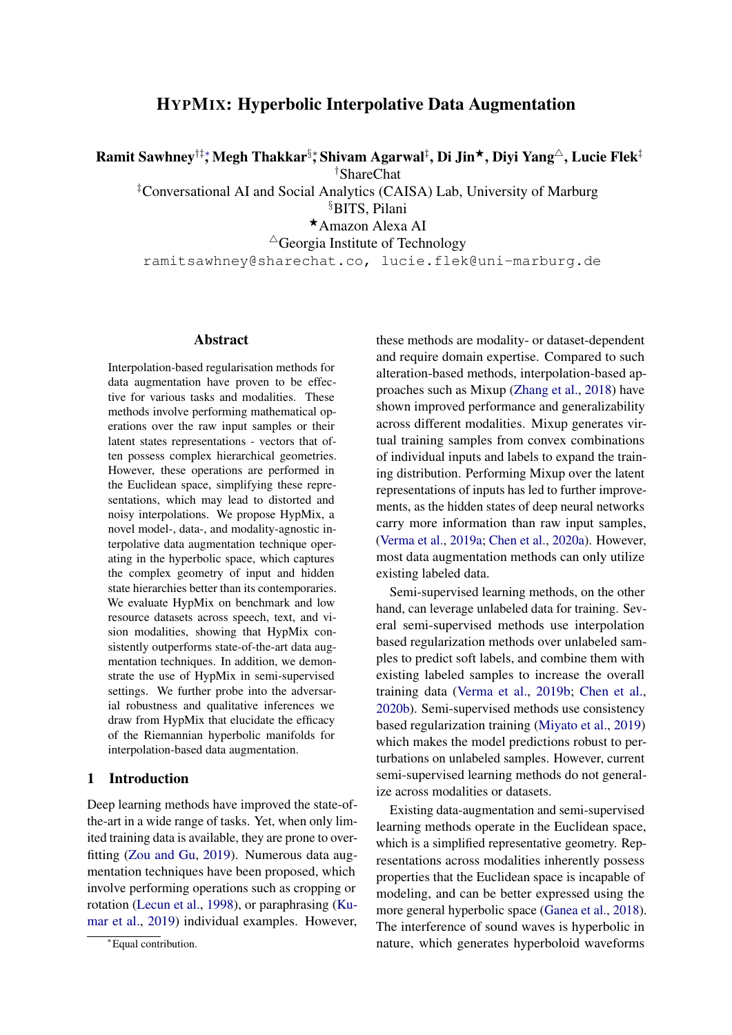# HypMix: Hyperbolic Interpolative Data Augmentation

**Ramit Sawhney[†‡]*, Megh Thakkar[§]*, Shivam Agarwal[‡], Di Jin[★], Diyi Yang[△], Lucie Flek[‡]**

[†]ShareChat

[‡]Conversational AI and Social Analytics (CAISA) Lab, University of Marburg

[§]BITS, Pilani

[★]Amazon Alexa AI

[△]Georgia Institute of Technology

ramitsawhney@sharechat.co, lucie.flek@uni-marburg.de

## Abstract

Interpolation-based regularisation methods for data augmentation have proven to be effective for various tasks and modalities. These methods involve performing mathematical operations over the raw input samples or their latent states representations - vectors that often possess complex hierarchical geometries. However, these operations are performed in the Euclidean space, simplifying these representations, which may lead to distorted and noisy interpolations. We propose HypMix, a novel model-, data-, and modality-agnostic interpolative data augmentation technique operating in the hyperbolic space, which captures the complex geometry of input and hidden state hierarchies better than its contemporaries. We evaluate HypMix on benchmark and low resource datasets across speech, text, and vision modalities, showing that HypMix consistently outperforms state-of-the-art data augmentation techniques. In addition, we demonstrate the use of HypMix in semi-supervised settings. We further probe into the adversarial robustness and qualitative inferences we draw from HypMix that elucidate the efficacy of the Riemannian hyperbolic manifolds for interpolation-based data augmentation.

## 1 Introduction

Deep learning methods have improved the state-of-the-art in a wide range of tasks. Yet, when only limited training data is available, they are prone to overfitting (Zou and Gu, 2019). Numerous data augmentation techniques have been proposed, which involve performing operations such as cropping or rotation (Lecun et al., 1998), or paraphrasing (Kumar et al., 2019) individual examples. However, these methods are modality- or dataset-dependent and require domain expertise. Compared to such alteration-based methods, interpolation-based approaches such as Mixup (Zhang et al., 2018) have shown improved performance and generalizability across different modalities. Mixup generates virtual training samples from convex combinations of individual inputs and labels to expand the training distribution. Performing Mixup over the latent representations of inputs has led to further improvements, as the hidden states of deep neural networks carry more information than raw input samples, (Verma et al., 2019a; Chen et al., 2020a). However, most data augmentation methods can only utilize existing labeled data.

Semi-supervised learning methods, on the other hand, can leverage unlabeled data for training. Several semi-supervised methods use interpolation based regularization methods over unlabeled samples to predict soft labels, and combine them with existing labeled samples to increase the overall training data (Verma et al., 2019b; Chen et al., 2020b). Semi-supervised methods use consistency based regularization training (Miyato et al., 2019) which makes the model predictions robust to perturbations on unlabeled samples. However, current semi-supervised learning methods do not generalize across modalities or datasets.

Existing data-augmentation and semi-supervised learning methods operate in the Euclidean space, which is a simplified representative geometry. Representations across modalities inherently possess properties that the Euclidean space is incapable of modeling, and can be better expressed using the more general hyperbolic space (Ganea et al., 2018). The interference of sound waves is hyperbolic in nature, which generates hyperboloid waveforms

*Equal contribution.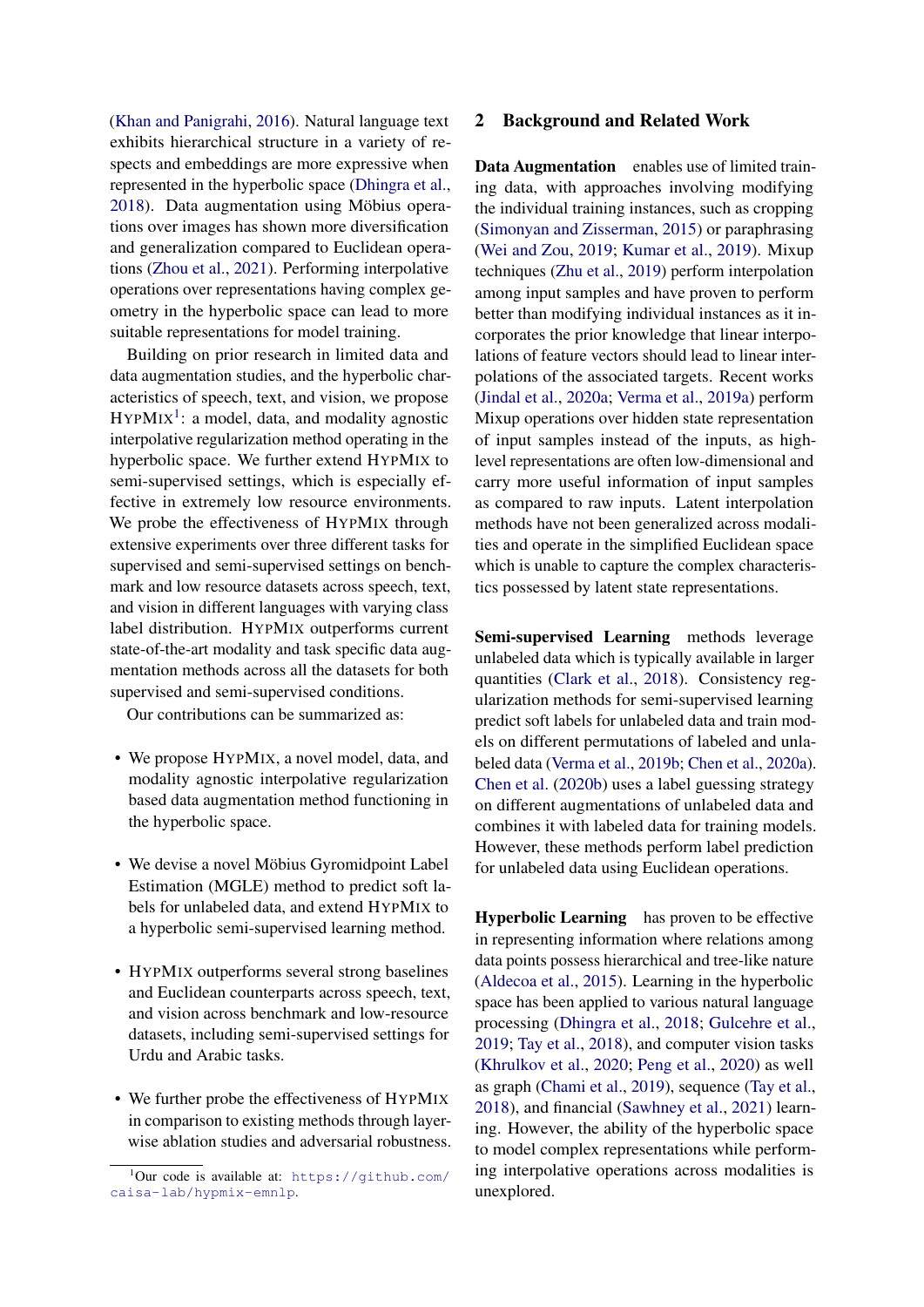(Khan and Panigrahi, 2016). Natural language text exhibits hierarchical structure in a variety of respects and embeddings are more expressive when represented in the hyperbolic space (Dhingra et al., 2018). Data augmentation using Möbius operations over images has shown more diversification and generalization compared to Euclidean operations (Zhou et al., 2021). Performing interpolative operations over representations having complex geometry in the hyperbolic space can lead to more suitable representations for model training.

Building on prior research in limited data and data augmentation studies, and the hyperbolic characteristics of speech, text, and vision, we propose HYPMIX[1]: a model, data, and modality agnostic interpolative regularization method operating in the hyperbolic space. We further extend HYPMIX to semi-supervised settings, which is especially effective in extremely low resource environments. We probe the effectiveness of HYPMIX through extensive experiments over three different tasks for supervised and semi-supervised settings on benchmark and low resource datasets across speech, text, and vision in different languages with varying class label distribution. HYPMIX outperforms current state-of-the-art modality and task specific data augmentation methods across all the datasets for both supervised and semi-supervised conditions.

Our contributions can be summarized as:

- We propose HYPMIX, a novel model, data, and modality agnostic interpolative regularization based data augmentation method functioning in the hyperbolic space.
- We devise a novel Möbius Gyromidpoint Label Estimation (MGLE) method to predict soft labels for unlabeled data, and extend HYPMIX to a hyperbolic semi-supervised learning method.
- HYPMIX outperforms several strong baselines and Euclidean counterparts across speech, text, and vision across benchmark and low-resource datasets, including semi-supervised settings for Urdu and Arabic tasks.
- We further probe the effectiveness of HYPMIX in comparison to existing methods through layer-wise ablation studies and adversarial robustness.

[1]Our code is available at: https://github.com/caisa-lab/hypmix-emnlp.

## 2 Background and Related Work

**Data Augmentation** enables use of limited training data, with approaches involving modifying the individual training instances, such as cropping (Simonyan and Zisserman, 2015) or paraphrasing (Wei and Zou, 2019; Kumar et al., 2019). Mixup techniques (Zhu et al., 2019) perform interpolation among input samples and have proven to perform better than modifying individual instances as it incorporates the prior knowledge that linear interpolations of feature vectors should lead to linear interpolations of the associated targets. Recent works (Jindal et al., 2020a; Verma et al., 2019a) perform Mixup operations over hidden state representation of input samples instead of the inputs, as high-level representations are often low-dimensional and carry more useful information of input samples as compared to raw inputs. Latent interpolation methods have not been generalized across modalities and operate in the simplified Euclidean space which is unable to capture the complex characteristics possessed by latent state representations.

**Semi-supervised Learning** methods leverage unlabeled data which is typically available in larger quantities (Clark et al., 2018). Consistency regularization methods for semi-supervised learning predict soft labels for unlabeled data and train models on different permutations of labeled and unlabeled data (Verma et al., 2019b; Chen et al., 2020a). Chen et al. (2020b) uses a label guessing strategy on different augmentations of unlabeled data and combines it with labeled data for training models. However, these methods perform label prediction for unlabeled data using Euclidean operations.

**Hyperbolic Learning** has proven to be effective in representing information where relations among data points possess hierarchical and tree-like nature (Aldecoa et al., 2015). Learning in the hyperbolic space has been applied to various natural language processing (Dhingra et al., 2018; Gulcehre et al., 2019; Tay et al., 2018), and computer vision tasks (Khrulkov et al., 2020; Peng et al., 2020) as well as graph (Chami et al., 2019), sequence (Tay et al., 2018), and financial (Sawhney et al., 2021) learning. However, the ability of the hyperbolic space to model complex representations while performing interpolative operations across modalities is unexplored.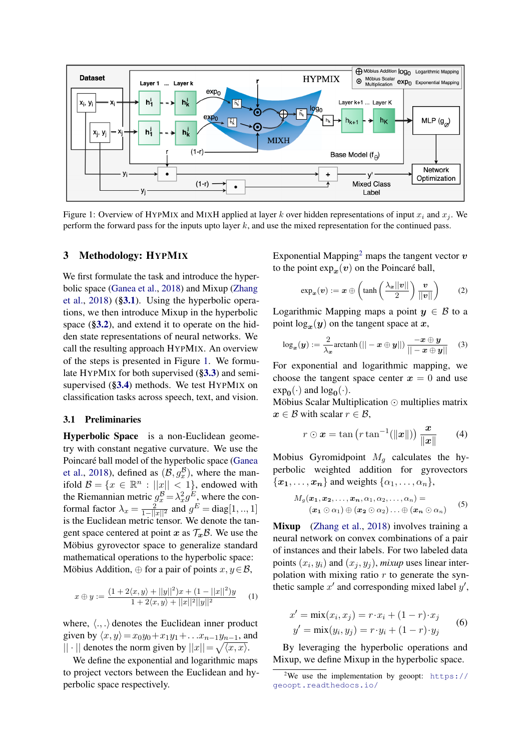Figure 1: Overview of HYPMIX and MIXH applied at layer $k$ over hidden representations of input $x_i$ and $x_j$. We perform the forward pass for the inputs upto layer $k$, and use the mixed representation for the continued pass.

## 3 Methodology: HYPMIX

We first formulate the task and introduce the hyperbolic space (Ganea et al., 2018) and Mixup (Zhang et al., 2018) (§3.1). Using the hyperbolic operations, we then introduce Mixup in the hyperbolic space (§3.2), and extend it to operate on the hidden state representations of neural networks. We call the resulting approach HYPMIX. An overview of the steps is presented in Figure 1. We formulate HYPMIX for both supervised (§3.3) and semi-supervised (§3.4) methods. We test HYPMIX on classification tasks across speech, text, and vision.

### 3.1 Preliminaries

**Hyperbolic Space** is a non-Euclidean geometry with constant negative curvature. We use the Poincaré ball model of the hyperbolic space (Ganea et al., 2018), defined as $(\mathcal{B}, g_x^{\mathcal{B}})$, where the manifold $\mathcal{B} = \{x \in \mathbb{R}^n : ||x|| < 1\}$, endowed with the Riemannian metric $g_x^{\mathcal{B}} = \lambda_x^2 g^E$, where the conformal factor $\lambda_x = \frac{2}{1-||x||^2}$ and $g^E = \text{diag}[1, .., 1]$ is the Euclidean metric tensor. We denote the tangent space centered at point $\boldsymbol{x}$ as $\mathcal{T}_{\boldsymbol{x}}\mathcal{B}$. We use the Möbius gyrovector space to generalize standard mathematical operations to the hyperbolic space: Möbius Addition, $\oplus$ for a pair of points $x, y \in \mathcal{B}$,

$$x \oplus y := \frac{(1 + 2\langle x, y\rangle + ||y||^2)x + (1 - ||x||^2)y}{1 + 2\langle x, y\rangle + ||x||^2||y||^2} \quad (1)$$

where, $\langle ., . \rangle$ denotes the Euclidean inner product given by $\langle x, y\rangle = x_0 y_0 + x_1 y_1 + \ldots x_{n-1} y_{n-1}$, and $|| \cdot ||$ denotes the norm given by $||x|| = \sqrt{\langle x, x\rangle}$.

We define the exponential and logarithmic maps to project vectors between the Euclidean and hyperbolic space respectively.

Exponential Mapping[2] maps the tangent vector $\boldsymbol{v}$ to the point $\exp_{\boldsymbol{x}}(\boldsymbol{v})$ on the Poincaré ball,

$$\exp_{\boldsymbol{x}}(\boldsymbol{v}) := \boldsymbol{x} \oplus \left(\tanh\left(\frac{\lambda_{\boldsymbol{x}}||\boldsymbol{v}||}{2}\right)\frac{\boldsymbol{v}}{||\boldsymbol{v}||}\right) \quad (2)$$

Logarithmic Mapping maps a point $\boldsymbol{y} \in \mathcal{B}$ to a point $\log_{\boldsymbol{x}}(\boldsymbol{y})$ on the tangent space at $\boldsymbol{x}$,

$$\log_{\boldsymbol{x}}(\boldsymbol{y}) := \frac{2}{\lambda_{\boldsymbol{x}}} \text{arctanh}\left(|| - \boldsymbol{x} \oplus \boldsymbol{y}||\right) \frac{-\boldsymbol{x} \oplus \boldsymbol{y}}{|| - \boldsymbol{x} \oplus \boldsymbol{y}||} \quad (3)$$

For exponential and logarithmic mapping, we choose the tangent space center $\boldsymbol{x} = 0$ and use $\exp_{\mathbf{0}}(\cdot)$ and $\log_{\mathbf{0}}(\cdot)$.

Möbius Scalar Multiplication $\odot$ multiplies matrix $\boldsymbol{x} \in \mathcal{B}$ with scalar $r \in \mathcal{B}$,

$$r \odot \boldsymbol{x} = \tan\left(r \tan^{-1}(||\boldsymbol{x}||)\right) \frac{\boldsymbol{x}}{||\boldsymbol{x}||} \quad (4)$$

Mobius Gyromidpoint $M_g$ calculates the hyperbolic weighted addition for gyrovectors $\{\boldsymbol{x_1}, \ldots, \boldsymbol{x_n}\}$ and weights $\{\alpha_1, \ldots, \alpha_n\}$,

$$M_g(\boldsymbol{x_1}, \boldsymbol{x_2}, \ldots, \boldsymbol{x_n}, \alpha_1, \alpha_2, \ldots, \alpha_n) = (\boldsymbol{x_1} \odot \alpha_1) \oplus (\boldsymbol{x_2} \odot \alpha_2) \ldots \oplus (\boldsymbol{x_n} \odot \alpha_n) \quad (5)$$

**Mixup** (Zhang et al., 2018) involves training a neural network on convex combinations of a pair of instances and their labels. For two labeled data points $(x_i, y_i)$ and $(x_j, y_j)$, *mixup* uses linear interpolation with mixing ratio $r$ to generate the synthetic sample $x'$ and corresponding mixed label $y'$,

$$\begin{aligned} x' &= \text{mix}(x_i, x_j) = r \cdot x_i + (1 - r) \cdot x_j \\ y' &= \text{mix}(y_i, y_j) = r \cdot y_i + (1 - r) \cdot y_j \end{aligned} \quad (6)$$

By leveraging the hyperbolic operations and Mixup, we define Mixup in the hyperbolic space.

[2] We use the implementation by geoopt: https://geoopt.readthedocs.io/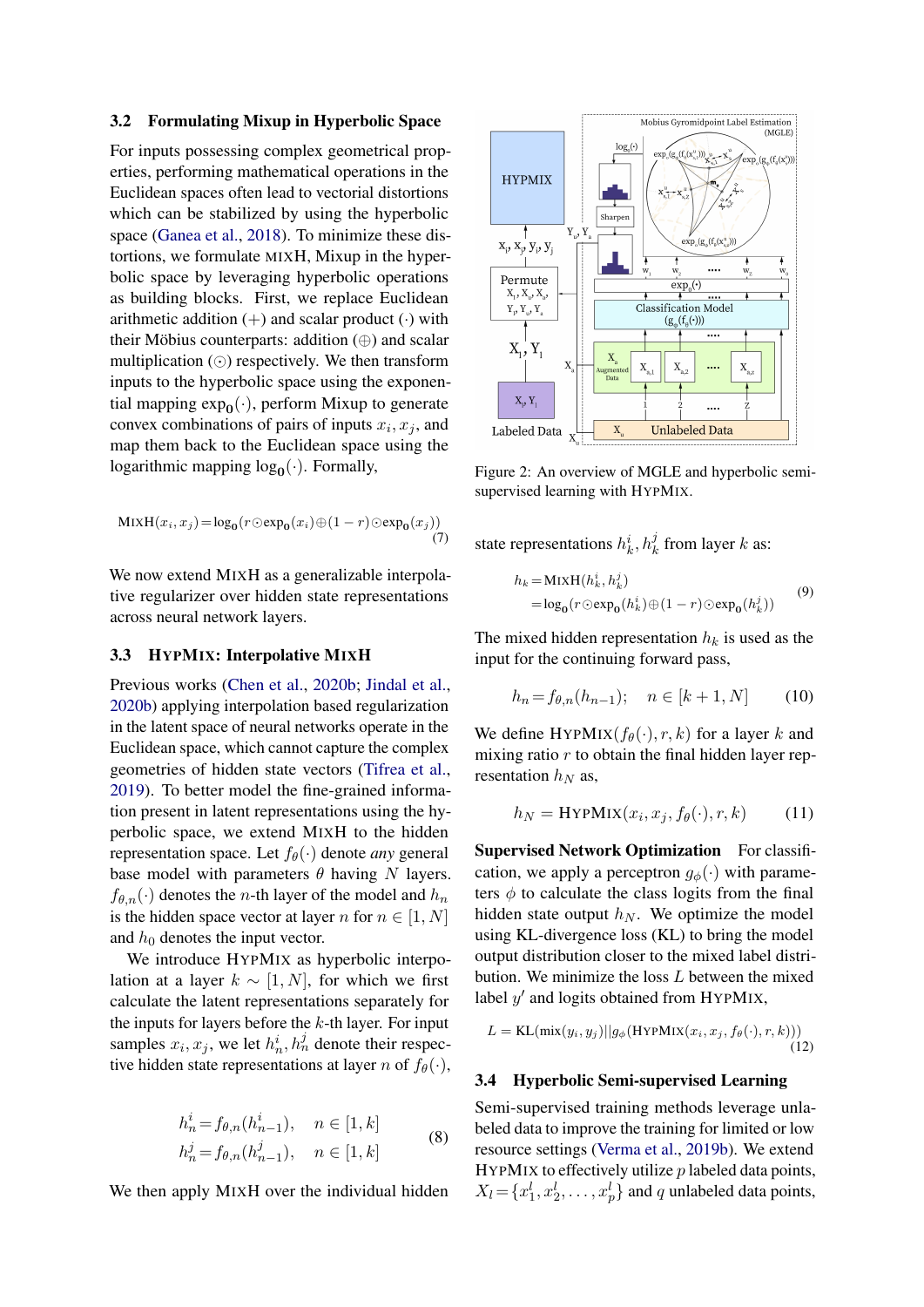### 3.2 Formulating Mixup in Hyperbolic Space

For inputs possessing complex geometrical properties, performing mathematical operations in the Euclidean spaces often lead to vectorial distortions which can be stabilized by using the hyperbolic space (Ganea et al., 2018). To minimize these distortions, we formulate MIXH, Mixup in the hyperbolic space by leveraging hyperbolic operations as building blocks. First, we replace Euclidean arithmetic addition (+) and scalar product (·) with their Möbius counterparts: addition (⊕) and scalar multiplication (⊙) respectively. We then transform inputs to the hyperbolic space using the exponential mapping $\exp_{\mathbf{0}}(\cdot)$, perform Mixup to generate convex combinations of pairs of inputs $x_i, x_j$, and map them back to the Euclidean space using the logarithmic mapping $\log_{\mathbf{0}}(\cdot)$. Formally,

$$\text{MIXH}(x_i, x_j) = \log_{\mathbf{0}}(r \odot \exp_{\mathbf{0}}(x_i) \oplus (1-r) \odot \exp_{\mathbf{0}}(x_j)) \tag{7}$$

We now extend MIXH as a generalizable interpolative regularizer over hidden state representations across neural network layers.

### 3.3 HYPMIX: Interpolative MIXH

Previous works (Chen et al., 2020b; Jindal et al., 2020b) applying interpolation based regularization in the latent space of neural networks operate in the Euclidean space, which cannot capture the complex geometries of hidden state vectors (Tifrea et al., 2019). To better model the fine-grained information present in latent representations using the hyperbolic space, we extend MIXH to the hidden representation space. Let $f_\theta(\cdot)$ denote *any* general base model with parameters $\theta$ having $N$ layers. $f_{\theta,n}(\cdot)$ denotes the $n$-th layer of the model and $h_n$ is the hidden space vector at layer $n$ for $n \in [1, N]$ and $h_0$ denotes the input vector.

We introduce HYPMIX as hyperbolic interpolation at a layer $k \sim [1, N]$, for which we first calculate the latent representations separately for the inputs for layers before the $k$-th layer. For input samples $x_i, x_j$, we let $h_n^i, h_n^j$ denote their respective hidden state representations at layer $n$ of $f_\theta(\cdot)$,

$$\begin{aligned} h_n^i &= f_{\theta,n}(h_{n-1}^i), \quad n \in [1, k] \\ h_n^j &= f_{\theta,n}(h_{n-1}^j), \quad n \in [1, k] \end{aligned} \tag{8}$$

We then apply MIXH over the individual hidden state representations $h_k^i, h_k^j$ from layer $k$ as:

$$\begin{aligned} h_k &= \text{MIXH}(h_k^i, h_k^j) \\ &= \log_{\mathbf{0}}(r \odot \exp_{\mathbf{0}}(h_k^i) \oplus (1-r) \odot \exp_{\mathbf{0}}(h_k^j)) \end{aligned} \tag{9}$$

The mixed hidden representation $h_k$ is used as the input for the continuing forward pass,

$$h_n = f_{\theta,n}(h_{n-1}); \quad n \in [k+1, N] \tag{10}$$

We define $\text{HYPMIX}(f_\theta(\cdot), r, k)$ for a layer $k$ and mixing ratio $r$ to obtain the final hidden layer representation $h_N$ as,

$$h_N = \text{HYPMIX}(x_i, x_j, f_\theta(\cdot), r, k) \tag{11}$$

**Supervised Network Optimization** For classification, we apply a perceptron $g_\phi(\cdot)$ with parameters $\phi$ to calculate the class logits from the final hidden state output $h_N$. We optimize the model using KL-divergence loss (KL) to bring the model output distribution closer to the mixed label distribution. We minimize the loss $L$ between the mixed label $y'$ and logits obtained from HYPMIX,

$$L = \text{KL}(\text{mix}(y_i, y_j) || g_\phi(\text{HYPMIX}(x_i, x_j, f_\theta(\cdot), r, k))) \tag{12}$$

Figure 2: An overview of MGLE and hyperbolic semi-supervised learning with HYPMIX.

### 3.4 Hyperbolic Semi-supervised Learning

Semi-supervised training methods leverage unlabeled data to improve the training for limited or low resource settings (Verma et al., 2019b). We extend HYPMIX to effectively utilize $p$ labeled data points, $X_l = \{x_1^l, x_2^l, \ldots, x_p^l\}$ and $q$ unlabeled data points,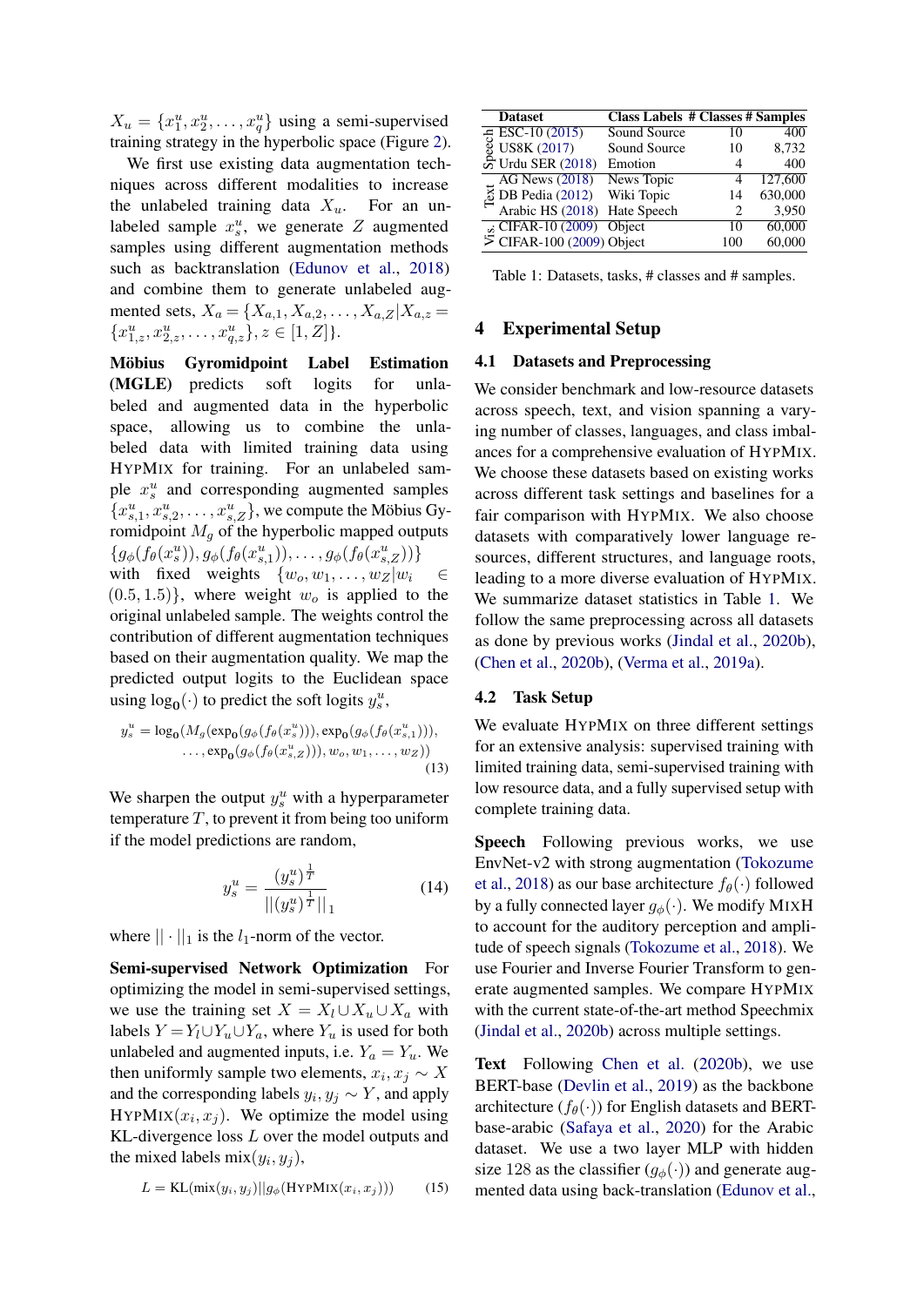$X_u = \{x^u_1, x^u_2, \ldots, x^u_q\}$ using a semi-supervised training strategy in the hyperbolic space (Figure 2).

We first use existing data augmentation techniques across different modalities to increase the unlabeled training data $X_u$. For an unlabeled sample $x^u_s$, we generate $Z$ augmented samples using different augmentation methods such as backtranslation (Edunov et al., 2018) and combine them to generate unlabeled augmented sets, $X_a = \{X_{a,1}, X_{a,2}, \ldots, X_{a,Z} | X_{a,z} = \{x^u_{1,z}, x^u_{2,z}, \ldots, x^u_{q,z}\}, z \in [1, Z]\}$.

**Möbius Gyromidpoint Label Estimation (MGLE)** predicts soft logits for unlabeled and augmented data in the hyperbolic space, allowing us to combine the unlabeled data with limited training data using HYPMIX for training. For an unlabeled sample $x^u_s$ and corresponding augmented samples $\{x^u_{s,1}, x^u_{s,2}, \ldots, x^u_{s,Z}\}$, we compute the Möbius Gyromidpoint $M_g$ of the hyperbolic mapped outputs $\{g_\phi(f_\theta(x^u_s)), g_\phi(f_\theta(x^u_{s,1})), \ldots, g_\phi(f_\theta(x^u_{s,Z}))\}$ with fixed weights $\{w_o, w_1, \ldots, w_Z | w_i \in (0.5, 1.5)\}$, where weight $w_o$ is applied to the original unlabeled sample. The weights control the contribution of different augmentation techniques based on their augmentation quality. We map the predicted output logits to the Euclidean space using $\log_{\mathbf{0}}(\cdot)$ to predict the soft logits $y^u_s$,

$$y^u_s = \log_{\mathbf{0}}(M_g(\exp_{\mathbf{0}}(g_\phi(f_\theta(x^u_s))), \exp_{\mathbf{0}}(g_\phi(f_\theta(x^u_{s,1}))), \ldots, \exp_{\mathbf{0}}(g_\phi(f_\theta(x^u_{s,Z}))), w_o, w_1, \ldots, w_Z)) \tag{13}$$

We sharpen the output $y^u_s$ with a hyperparameter temperature $T$, to prevent it from being too uniform if the model predictions are random,

$$y^u_s = \frac{(y^u_s)^{\frac{1}{T}}}{||(y^u_s)^{\frac{1}{T}}||_1} \tag{14}$$

where $||\cdot||_1$ is the $l_1$-norm of the vector.

**Semi-supervised Network Optimization** For optimizing the model in semi-supervised settings, we use the training set $X = X_l \cup X_u \cup X_a$ with labels $Y = Y_l \cup Y_u \cup Y_a$, where $Y_u$ is used for both unlabeled and augmented inputs, i.e. $Y_a = Y_u$. We then uniformly sample two elements, $x_i, x_j \sim X$ and the corresponding labels $y_i, y_j \sim Y$, and apply HYPMIX$(x_i, x_j)$. We optimize the model using KL-divergence loss $L$ over the model outputs and the mixed labels mix$(y_i, y_j)$,

$$L = \mathrm{KL}(\mathrm{mix}(y_i, y_j) || g_\phi(\mathrm{HYPMIX}(x_i, x_j))) \tag{15}$$

| | Dataset | Class Labels | # Classes | # Samples |
|---|---|---|---|---|
| Speech | ESC-10 (2015) | Sound Source | 10 | 400 |
| | US8K (2017) | Sound Source | 10 | 8,732 |
| | Urdu SER (2018) | Emotion | 4 | 400 |
| Text | AG News (2018) | News Topic | 4 | 127,600 |
| | DB Pedia (2012) | Wiki Topic | 14 | 630,000 |
| | Arabic HS (2018) | Hate Speech | 2 | 3,950 |
| Vis. | CIFAR-10 (2009) | Object | 10 | 60,000 |
| | CIFAR-100 (2009) | Object | 100 | 60,000 |

Table 1: Datasets, tasks, # classes and # samples.

## 4 Experimental Setup

### 4.1 Datasets and Preprocessing

We consider benchmark and low-resource datasets across speech, text, and vision spanning a varying number of classes, languages, and class imbalances for a comprehensive evaluation of HYPMIX. We choose these datasets based on existing works across different task settings and baselines for a fair comparison with HYPMIX. We also choose datasets with comparatively lower language resources, different structures, and language roots, leading to a more diverse evaluation of HYPMIX. We summarize dataset statistics in Table 1. We follow the same preprocessing across all datasets as done by previous works (Jindal et al., 2020b), (Chen et al., 2020b), (Verma et al., 2019a).

### 4.2 Task Setup

We evaluate HYPMIX on three different settings for an extensive analysis: supervised training with limited training data, semi-supervised training with low resource data, and a fully supervised setup with complete training data.

**Speech** Following previous works, we use EnvNet-v2 with strong augmentation (Tokozume et al., 2018) as our base architecture $f_\theta(\cdot)$ followed by a fully connected layer $g_\phi(\cdot)$. We modify MIXH to account for the auditory perception and amplitude of speech signals (Tokozume et al., 2018). We use Fourier and Inverse Fourier Transform to generate augmented samples. We compare HYPMIX with the current state-of-the-art method Speechmix (Jindal et al., 2020b) across multiple settings.

**Text** Following Chen et al. (2020b), we use BERT-base (Devlin et al., 2019) as the backbone architecture ($f_\theta(\cdot)$) for English datasets and BERT-base-arabic (Safaya et al., 2020) for the Arabic dataset. We use a two layer MLP with hidden size 128 as the classifier ($g_\phi(\cdot)$) and generate augmented data using back-translation (Edunov et al.,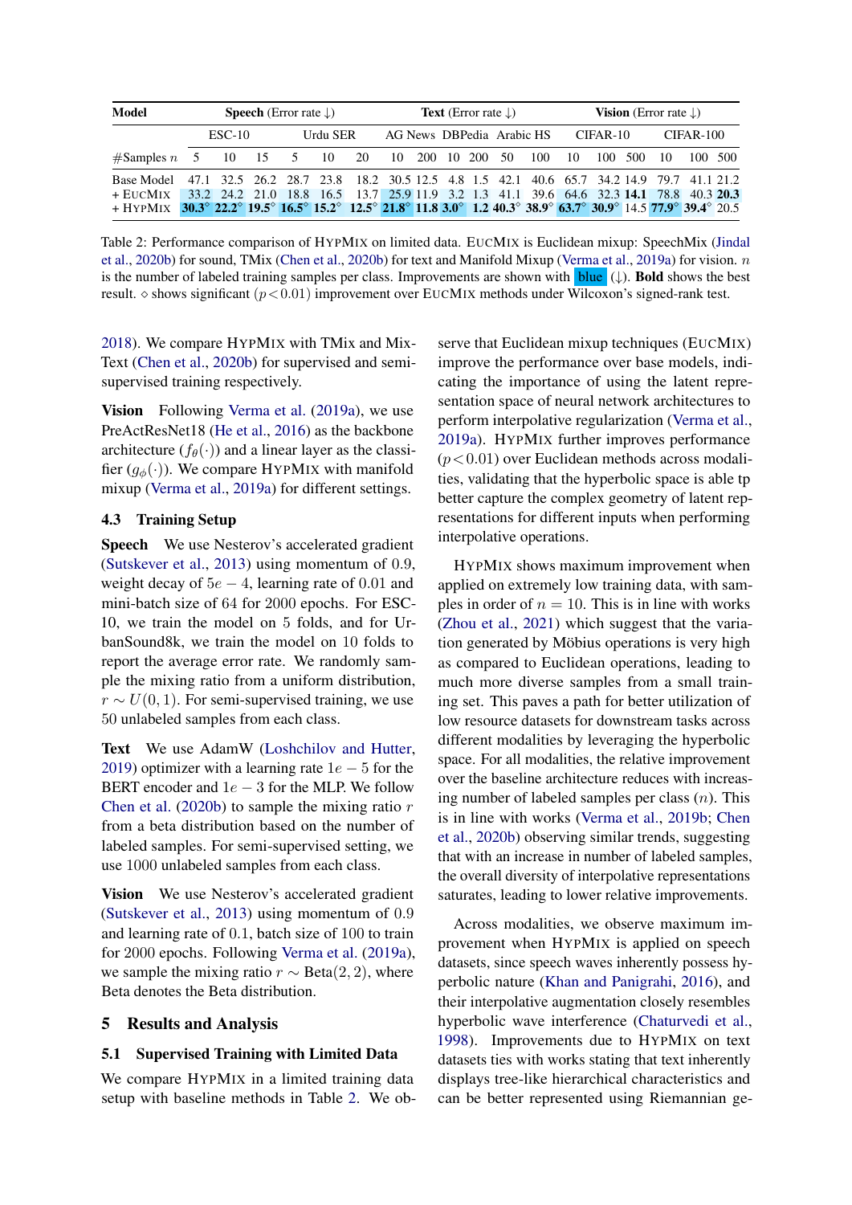| Model | Speech (Error rate ↓) | | | | | | Text (Error rate ↓) | | | | | | Vision (Error rate ↓) | | | | | |
|---|---|---|---|---|---|---|---|---|---|---|---|---|---|---|---|---|---|---|
| | ESC-10 | | | Urdu SER | | | AG News | | DBPedia | | Arabic HS | | CIFAR-10 | | | CIFAR-100 | | |
| #Samples $n$ | 5 | 10 | 15 | 5 | 10 | 20 | 10 | 200 | 10 | 200 | 50 | 100 | 10 | 100 | 500 | 10 | 100 | 500 |
| Base Model | 47.1 | 32.5 | 26.2 | 28.7 | 23.8 | 18.2 | 30.5 | 12.5 | 4.8 | 1.5 | 42.1 | 40.6 | 65.7 | 34.2 | 14.9 | 79.7 | 41.1 | 21.2 |
| + EUCMIX | 33.2 | 24.2 | 21.0 | 18.8 | 16.5 | 13.7 | 25.9 | 11.9 | 3.2 | 1.3 | 41.1 | 39.6 | 64.6 | 32.3 | **14.1** | 78.8 | 40.3 | **20.3** |
| + HYPMIX | **30.3**$^\diamond$ | **22.2**$^\diamond$ | **19.5**$^\diamond$ | **16.5**$^\diamond$ | **15.2**$^\diamond$ | **12.5**$^\diamond$ | **21.8**$^\diamond$ | **11.8** | **3.0**$^\diamond$ | **1.2** | **40.3**$^\diamond$ | **38.9**$^\diamond$ | **63.7**$^\diamond$ | **30.9**$^\diamond$ | 14.5 | **77.9**$^\diamond$ | **39.4**$^\diamond$ | 20.5 |

Table 2: Performance comparison of HYPMIX on limited data. EUCMIX is Euclidean mixup: SpeechMix (Jindal et al., 2020b) for sound, TMix (Chen et al., 2020b) for text and Manifold Mixup (Verma et al., 2019a) for vision. $n$ is the number of labeled training samples per class. Improvements are shown with blue (↓). **Bold** shows the best result. $\diamond$ shows significant ($p < 0.01$) improvement over EUCMIX methods under Wilcoxon's signed-rank test.

2018). We compare HYPMIX with TMix and MixText (Chen et al., 2020b) for supervised and semi-supervised training respectively.

**Vision** Following Verma et al. (2019a), we use PreActResNet18 (He et al., 2016) as the backbone architecture ($f_\theta(\cdot)$) and a linear layer as the classifier ($g_\phi(\cdot)$). We compare HYPMIX with manifold mixup (Verma et al., 2019a) for different settings.

### 4.3 Training Setup

**Speech** We use Nesterov's accelerated gradient (Sutskever et al., 2013) using momentum of 0.9, weight decay of $5e-4$, learning rate of 0.01 and mini-batch size of 64 for 2000 epochs. For ESC-10, we train the model on 5 folds, and for UrbanSound8k, we train the model on 10 folds to report the average error rate. We randomly sample the mixing ratio from a uniform distribution, $r \sim U(0, 1)$. For semi-supervised training, we use 50 unlabeled samples from each class.

**Text** We use AdamW (Loshchilov and Hutter, 2019) optimizer with a learning rate $1e-5$ for the BERT encoder and $1e-3$ for the MLP. We follow Chen et al. (2020b) to sample the mixing ratio $r$ from a beta distribution based on the number of labeled samples. For semi-supervised setting, we use 1000 unlabeled samples from each class.

**Vision** We use Nesterov's accelerated gradient (Sutskever et al., 2013) using momentum of 0.9 and learning rate of 0.1, batch size of 100 to train for 2000 epochs. Following Verma et al. (2019a), we sample the mixing ratio $r \sim \text{Beta}(2, 2)$, where Beta denotes the Beta distribution.

## 5 Results and Analysis

### 5.1 Supervised Training with Limited Data

We compare HYPMIX in a limited training data setup with baseline methods in Table 2. We observe that Euclidean mixup techniques (EUCMIX) improve the performance over base models, indicating the importance of using the latent representation space of neural network architectures to perform interpolative regularization (Verma et al., 2019a). HYPMIX further improves performance ($p < 0.01$) over Euclidean methods across modalities, validating that the hyperbolic space is able tp better capture the complex geometry of latent representations for different inputs when performing interpolative operations.

HYPMIX shows maximum improvement when applied on extremely low training data, with samples in order of $n = 10$. This is in line with works (Zhou et al., 2021) which suggest that the variation generated by Möbius operations is very high as compared to Euclidean operations, leading to much more diverse samples from a small training set. This paves a path for better utilization of low resource datasets for downstream tasks across different modalities by leveraging the hyperbolic space. For all modalities, the relative improvement over the baseline architecture reduces with increasing number of labeled samples per class ($n$). This is in line with works (Verma et al., 2019b; Chen et al., 2020b) observing similar trends, suggesting that with an increase in number of labeled samples, the overall diversity of interpolative representations saturates, leading to lower relative improvements.

Across modalities, we observe maximum improvement when HYPMIX is applied on speech datasets, since speech waves inherently possess hyperbolic nature (Khan and Panigrahi, 2016), and their interpolative augmentation closely resembles hyperbolic wave interference (Chaturvedi et al., 1998). Improvements due to HYPMIX on text datasets ties with works stating that text inherently displays tree-like hierarchical characteristics and can be better represented using Riemannian ge-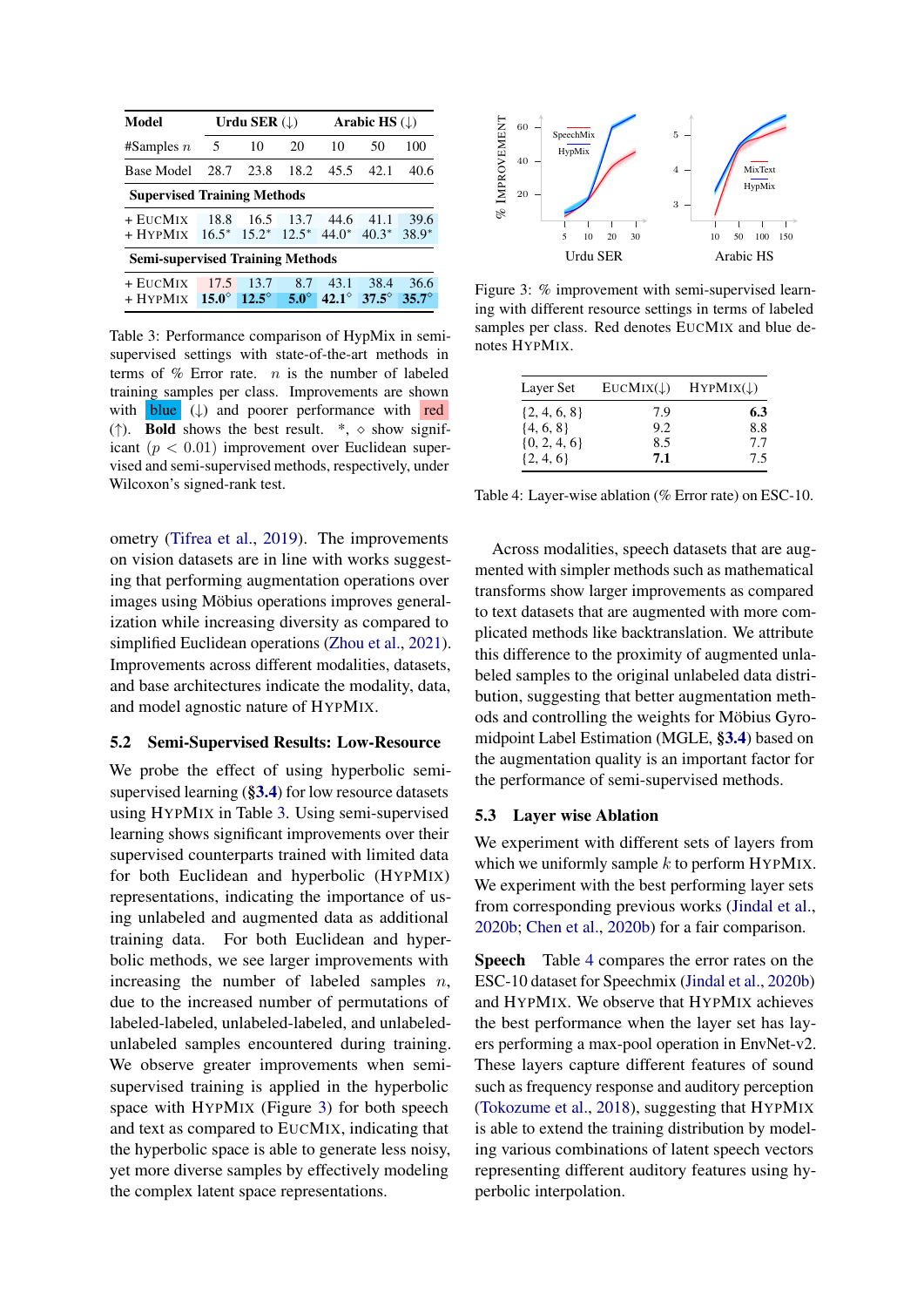| Model | Urdu SER (↓) | | | Arabic HS (↓) | | |
|---|---|---|---|---|---|---|
| #Samples $n$ | 5 | 10 | 20 | 10 | 50 | 100 |
| Base Model | 28.7 | 23.8 | 18.2 | 45.5 | 42.1 | 40.6 |
| **Supervised Training Methods** | | | | | | |
| + EucMix | 18.8 | 16.5 | 13.7 | 44.6 | 41.1 | 39.6 |
| + HypMix | 16.5* | 15.2* | 12.5* | 44.0* | 40.3* | 38.9* |
| **Semi-supervised Training Methods** | | | | | | |
| + EucMix | 17.5 | 13.7 | 8.7 | 43.1 | 38.4 | 36.6 |
| + HypMix | **15.0**$^\diamond$ | **12.5**$^\diamond$ | **5.0**$^\diamond$ | **42.1**$^\diamond$ | **37.5**$^\diamond$ | **35.7**$^\diamond$ |

Table 3: Performance comparison of HypMix in semi-supervised settings with state-of-the-art methods in terms of % Error rate. $n$ is the number of labeled training samples per class. Improvements are shown with blue (↓) and poorer performance with red (↑). **Bold** shows the best result. *, $\diamond$ show significant ($p < 0.01$) improvement over Euclidean supervised and semi-supervised methods, respectively, under Wilcoxon's signed-rank test.

ometry (Tifrea et al., 2019). The improvements on vision datasets are in line with works suggesting that performing augmentation operations over images using Möbius operations improves generalization while increasing diversity as compared to simplified Euclidean operations (Zhou et al., 2021). Improvements across different modalities, datasets, and base architectures indicate the modality, data, and model agnostic nature of HypMix.

## 5.2 Semi-Supervised Results: Low-Resource

We probe the effect of using hyperbolic semi-supervised learning (§3.4) for low resource datasets using HypMix in Table 3. Using semi-supervised learning shows significant improvements over their supervised counterparts trained with limited data for both Euclidean and hyperbolic (HypMix) representations, indicating the importance of using unlabeled and augmented data as additional training data. For both Euclidean and hyperbolic methods, we see larger improvements with increasing the number of labeled samples $n$, due to the increased number of permutations of labeled-labeled, unlabeled-labeled, and unlabeled-unlabeled samples encountered during training. We observe greater improvements when semi-supervised training is applied in the hyperbolic space with HypMix (Figure 3) for both speech and text as compared to EucMix, indicating that the hyperbolic space is able to generate less noisy, yet more diverse samples by effectively modeling the complex latent space representations.

Figure 3: % improvement with semi-supervised learning with different resource settings in terms of labeled samples per class. Red denotes EucMix and blue denotes HypMix.

| Layer Set | EucMix(↓) | HypMix(↓) |
|---|---|---|
| {2, 4, 6, 8} | 7.9 | **6.3** |
| {4, 6, 8} | 9.2 | 8.8 |
| {0, 2, 4, 6} | 8.5 | 7.7 |
| {2, 4, 6} | **7.1** | 7.5 |

Table 4: Layer-wise ablation (% Error rate) on ESC-10.

Across modalities, speech datasets that are augmented with simpler methods such as mathematical transforms show larger improvements as compared to text datasets that are augmented with more complicated methods like backtranslation. We attribute this difference to the proximity of augmented unlabeled samples to the original unlabeled data distribution, suggesting that better augmentation methods and controlling the weights for Möbius Gyromidpoint Label Estimation (MGLE, §3.4) based on the augmentation quality is an important factor for the performance of semi-supervised methods.

## 5.3 Layer wise Ablation

We experiment with different sets of layers from which we uniformly sample $k$ to perform HypMix. We experiment with the best performing layer sets from corresponding previous works (Jindal et al., 2020b; Chen et al., 2020b) for a fair comparison.

**Speech** Table 4 compares the error rates on the ESC-10 dataset for Speechmix (Jindal et al., 2020b) and HypMix. We observe that HypMix achieves the best performance when the layer set has layers performing a max-pool operation in EnvNet-v2. These layers capture different features of sound such as frequency response and auditory perception (Tokozume et al., 2018), suggesting that HypMix is able to extend the training distribution by modeling various combinations of latent speech vectors representing different auditory features using hyperbolic interpolation.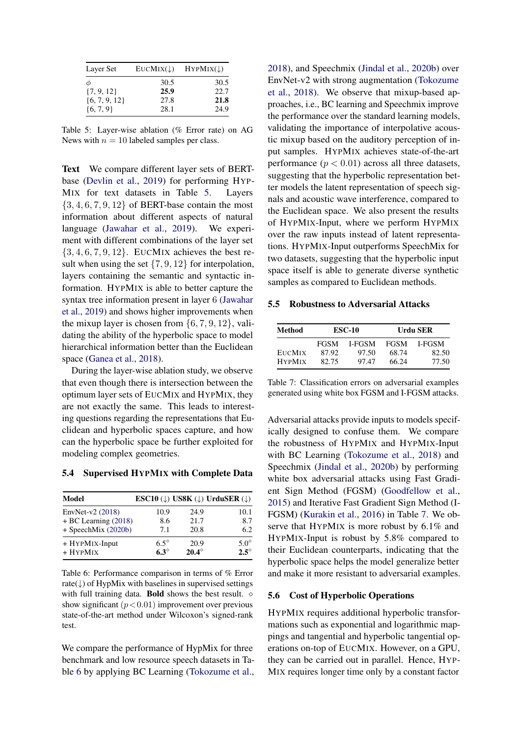| Layer Set | EucMix(↓) | HypMix(↓) |
|---|---|---|
| $\phi$ | 30.5 | 30.5 |
| {7, 9, 12} | **25.9** | 22.7 |
| {6, 7, 9, 12} | 27.8 | **21.8** |
| {6, 7, 9} | 28.1 | 24.9 |

Table 5: Layer-wise ablation (% Error rate) on AG News with $n = 10$ labeled samples per class.

**Text** We compare different layer sets of BERT-base (Devlin et al., 2019) for performing HypMix for text datasets in Table 5. Layers $\{3, 4, 6, 7, 9, 12\}$ of BERT-base contain the most information about different aspects of natural language (Jawahar et al., 2019). We experiment with different combinations of the layer set $\{3, 4, 6, 7, 9, 12\}$. EucMix achieves the best result when using the set $\{7, 9, 12\}$ for interpolation, layers containing the semantic and syntactic information. HypMix is able to better capture the syntax tree information present in layer 6 (Jawahar et al., 2019) and shows higher improvements when the mixup layer is chosen from $\{6, 7, 9, 12\}$, validating the ability of the hyperbolic space to model hierarchical information better than the Euclidean space (Ganea et al., 2018).

During the layer-wise ablation study, we observe that even though there is intersection between the optimum layer sets of EucMix and HypMix, they are not exactly the same. This leads to interesting questions regarding the representations that Euclidean and hyperbolic spaces capture, and how can the hyperbolic space be further exploited for modeling complex geometries.

## 5.4 Supervised HypMix with Complete Data

| Model | ESC10 (↓) | US8K (↓) | UrduSER (↓) |
|---|---|---|---|
| EnvNet-v2 (2018) | 10.9 | 24.9 | 10.1 |
| + BC Learning (2018) | 8.6 | 21.7 | 8.7 |
| + SpeechMix (2020b) | 7.1 | 20.8 | 6.2 |
| + HypMix-Input | 6.5$^{\diamond}$ | 20.9 | 5.0$^{\diamond}$ |
| + HypMix | **6.3**$^{\diamond}$ | **20.4**$^{\diamond}$ | **2.5**$^{\diamond}$ |

Table 6: Performance comparison in terms of % Error rate(↓) of HypMix with baselines in supervised settings with full training data. **Bold** shows the best result. $\diamond$ show significant $(p < 0.01)$ improvement over previous state-of-the-art method under Wilcoxon's signed-rank test.

We compare the performance of HypMix for three benchmark and low resource speech datasets in Table 6 by applying BC Learning (Tokozume et al., 2018), and Speechmix (Jindal et al., 2020b) over EnvNet-v2 with strong augmentation (Tokozume et al., 2018). We observe that mixup-based approaches, i.e., BC learning and Speechmix improve the performance over the standard learning models, validating the importance of interpolative acoustic mixup based on the auditory perception of input samples. HypMix achieves state-of-the-art performance $(p < 0.01)$ across all three datasets, suggesting that the hyperbolic representation better models the latent representation of speech signals and acoustic wave interference, compared to the Euclidean space. We also present the results of HypMix-Input, where we perform HypMix over the raw inputs instead of latent representations. HypMix-Input outperforms SpeechMix for two datasets, suggesting that the hyperbolic input space itself is able to generate diverse synthetic samples as compared to Euclidean methods.

## 5.5 Robustness to Adversarial Attacks

| Method | ESC-10 | | Urdu SER | |
|---|---|---|---|---|
| | FGSM | I-FGSM | FGSM | I-FGSM |
| EucMix | 87.92 | 97.50 | 68.74 | 82.50 |
| HypMix | 82.75 | 97.47 | 66.24 | 77.50 |

Table 7: Classification errors on adversarial examples generated using white box FGSM and I-FGSM attacks.

Adversarial attacks provide inputs to models specifically designed to confuse them. We compare the robustness of HypMix and HypMix-Input with BC Learning (Tokozume et al., 2018) and Speechmix (Jindal et al., 2020b) by performing white box adversarial attacks using Fast Gradient Sign Method (FGSM) (Goodfellow et al., 2015) and Iterative Fast Gradient Sign Method (I-FGSM) (Kurakin et al., 2016) in Table 7. We observe that HypMix is more robust by 6.1% and HypMix-Input is robust by 5.8% compared to their Euclidean counterparts, indicating that the hyperbolic space helps the model generalize better and make it more resistant to adversarial examples.

## 5.6 Cost of Hyperbolic Operations

HypMix requires additional hyperbolic transformations such as exponential and logarithmic mappings and tangential and hyperbolic tangential operations on-top of EucMix. However, on a GPU, they can be carried out in parallel. Hence, HypMix requires longer time only by a constant factor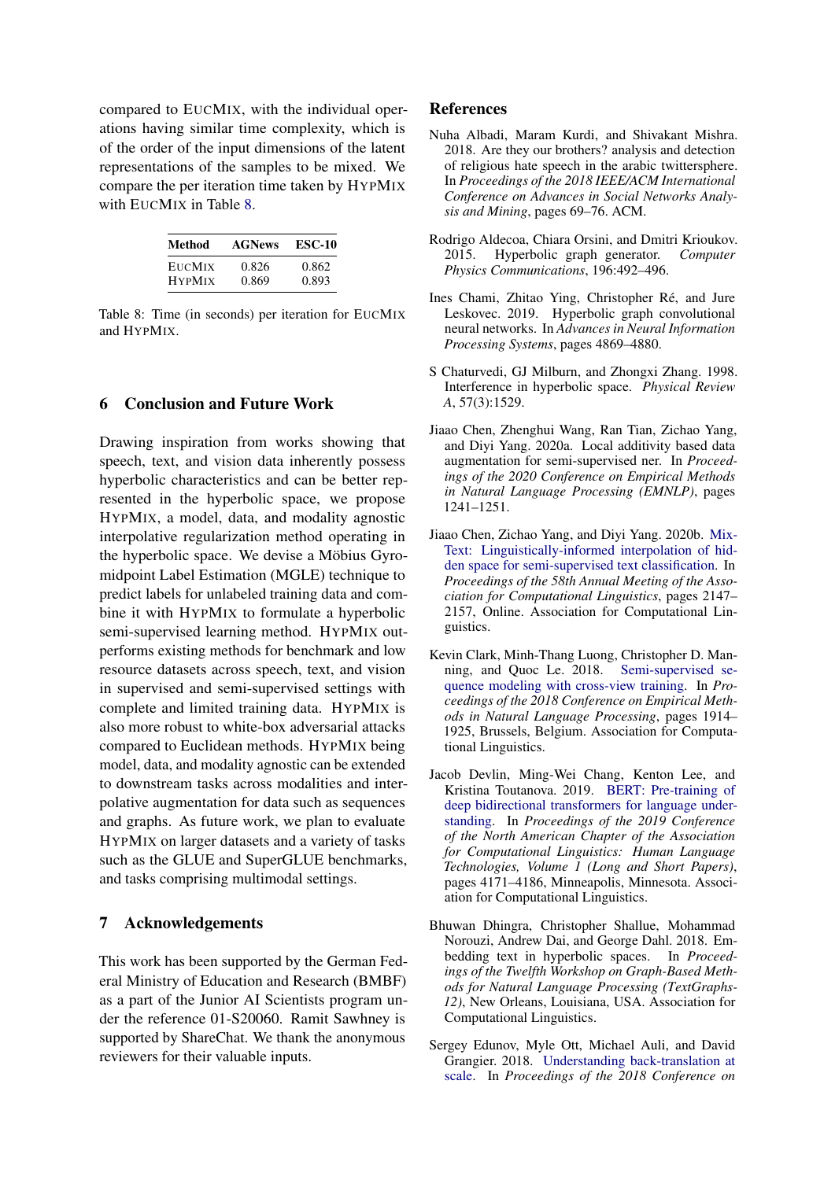compared to EucMix, with the individual operations having similar time complexity, which is of the order of the input dimensions of the latent representations of the samples to be mixed. We compare the per iteration time taken by HypMix with EucMix in Table 8.

| Method | AGNews | ESC-10 |
|---|---|---|
| EucMix | 0.826 | 0.862 |
| HypMix | 0.869 | 0.893 |

Table 8: Time (in seconds) per iteration for EucMix and HypMix.

## 6 Conclusion and Future Work

Drawing inspiration from works showing that speech, text, and vision data inherently possess hyperbolic characteristics and can be better represented in the hyperbolic space, we propose HypMix, a model, data, and modality agnostic interpolative regularization method operating in the hyperbolic space. We devise a Möbius Gyromidpoint Label Estimation (MGLE) technique to predict labels for unlabeled training data and combine it with HypMix to formulate a hyperbolic semi-supervised learning method. HypMix outperforms existing methods for benchmark and low resource datasets across speech, text, and vision in supervised and semi-supervised settings with complete and limited training data. HypMix is also more robust to white-box adversarial attacks compared to Euclidean methods. HypMix being model, data, and modality agnostic can be extended to downstream tasks across modalities and interpolative augmentation for data such as sequences and graphs. As future work, we plan to evaluate HypMix on larger datasets and a variety of tasks such as the GLUE and SuperGLUE benchmarks, and tasks comprising multimodal settings.

## 7 Acknowledgements

This work has been supported by the German Federal Ministry of Education and Research (BMBF) as a part of the Junior AI Scientists program under the reference 01-S20060. Ramit Sawhney is supported by ShareChat. We thank the anonymous reviewers for their valuable inputs.

## References

Nuha Albadi, Maram Kurdi, and Shivakant Mishra. 2018. Are they our brothers? analysis and detection of religious hate speech in the arabic twittersphere. In *Proceedings of the 2018 IEEE/ACM International Conference on Advances in Social Networks Analysis and Mining*, pages 69–76. ACM.

Rodrigo Aldecoa, Chiara Orsini, and Dmitri Krioukov. 2015. Hyperbolic graph generator. *Computer Physics Communications*, 196:492–496.

Ines Chami, Zhitao Ying, Christopher Ré, and Jure Leskovec. 2019. Hyperbolic graph convolutional neural networks. In *Advances in Neural Information Processing Systems*, pages 4869–4880.

S Chaturvedi, GJ Milburn, and Zhongxi Zhang. 1998. Interference in hyperbolic space. *Physical Review A*, 57(3):1529.

Jiaao Chen, Zhenghui Wang, Ran Tian, Zichao Yang, and Diyi Yang. 2020a. Local additivity based data augmentation for semi-supervised ner. In *Proceedings of the 2020 Conference on Empirical Methods in Natural Language Processing (EMNLP)*, pages 1241–1251.

Jiaao Chen, Zichao Yang, and Diyi Yang. 2020b. MixText: Linguistically-informed interpolation of hidden space for semi-supervised text classification. In *Proceedings of the 58th Annual Meeting of the Association for Computational Linguistics*, pages 2147–2157, Online. Association for Computational Linguistics.

Kevin Clark, Minh-Thang Luong, Christopher D. Manning, and Quoc Le. 2018. Semi-supervised sequence modeling with cross-view training. In *Proceedings of the 2018 Conference on Empirical Methods in Natural Language Processing*, pages 1914–1925, Brussels, Belgium. Association for Computational Linguistics.

Jacob Devlin, Ming-Wei Chang, Kenton Lee, and Kristina Toutanova. 2019. BERT: Pre-training of deep bidirectional transformers for language understanding. In *Proceedings of the 2019 Conference of the North American Chapter of the Association for Computational Linguistics: Human Language Technologies, Volume 1 (Long and Short Papers)*, pages 4171–4186, Minneapolis, Minnesota. Association for Computational Linguistics.

Bhuwan Dhingra, Christopher Shallue, Mohammad Norouzi, Andrew Dai, and George Dahl. 2018. Embedding text in hyperbolic spaces. In *Proceedings of the Twelfth Workshop on Graph-Based Methods for Natural Language Processing (TextGraphs-12)*, New Orleans, Louisiana, USA. Association for Computational Linguistics.

Sergey Edunov, Myle Ott, Michael Auli, and David Grangier. 2018. Understanding back-translation at scale. In *Proceedings of the 2018 Conference on*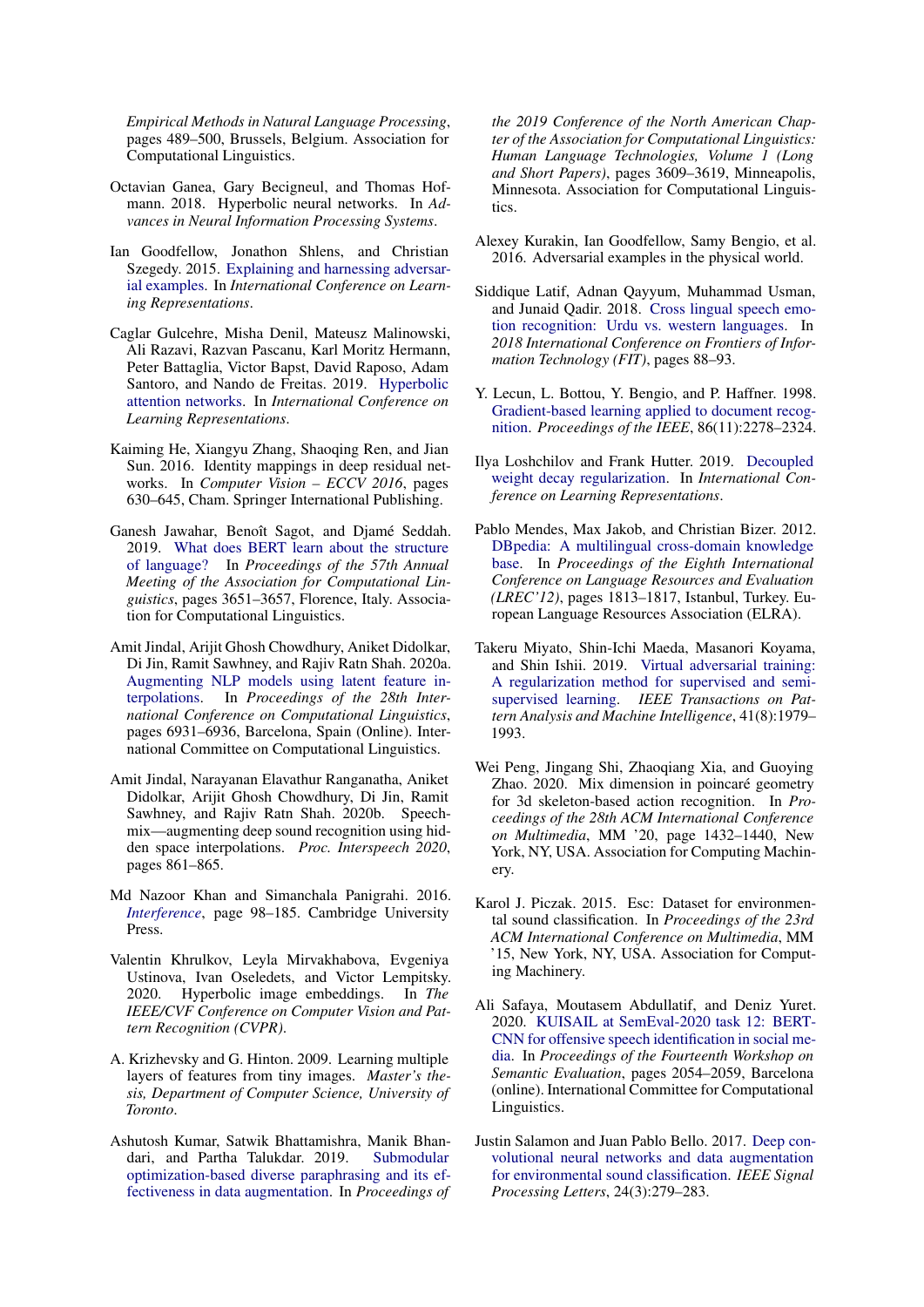*Empirical Methods in Natural Language Processing*, pages 489–500, Brussels, Belgium. Association for Computational Linguistics.

Octavian Ganea, Gary Becigneul, and Thomas Hofmann. 2018. Hyperbolic neural networks. In *Advances in Neural Information Processing Systems*.

Ian Goodfellow, Jonathon Shlens, and Christian Szegedy. 2015. Explaining and harnessing adversarial examples. In *International Conference on Learning Representations*.

Caglar Gulcehre, Misha Denil, Mateusz Malinowski, Ali Razavi, Razvan Pascanu, Karl Moritz Hermann, Peter Battaglia, Victor Bapst, David Raposo, Adam Santoro, and Nando de Freitas. 2019. Hyperbolic attention networks. In *International Conference on Learning Representations*.

Kaiming He, Xiangyu Zhang, Shaoqing Ren, and Jian Sun. 2016. Identity mappings in deep residual networks. In *Computer Vision – ECCV 2016*, pages 630–645, Cham. Springer International Publishing.

Ganesh Jawahar, Benoît Sagot, and Djamé Seddah. 2019. What does BERT learn about the structure of language? In *Proceedings of the 57th Annual Meeting of the Association for Computational Linguistics*, pages 3651–3657, Florence, Italy. Association for Computational Linguistics.

Amit Jindal, Arijit Ghosh Chowdhury, Aniket Didolkar, Di Jin, Ramit Sawhney, and Rajiv Ratn Shah. 2020a. Augmenting NLP models using latent feature interpolations. In *Proceedings of the 28th International Conference on Computational Linguistics*, pages 6931–6936, Barcelona, Spain (Online). International Committee on Computational Linguistics.

Amit Jindal, Narayanan Elavathur Ranganatha, Aniket Didolkar, Arijit Ghosh Chowdhury, Di Jin, Ramit Sawhney, and Rajiv Ratn Shah. 2020b. Speechmix—augmenting deep sound recognition using hidden space interpolations. *Proc. Interspeech 2020*, pages 861–865.

Md Nazoor Khan and Simanchala Panigrahi. 2016. *Interference*, page 98–185. Cambridge University Press.

Valentin Khrulkov, Leyla Mirvakhabova, Evgeniya Ustinova, Ivan Oseledets, and Victor Lempitsky. 2020. Hyperbolic image embeddings. In *The IEEE/CVF Conference on Computer Vision and Pattern Recognition (CVPR)*.

A. Krizhevsky and G. Hinton. 2009. Learning multiple layers of features from tiny images. *Master's thesis, Department of Computer Science, University of Toronto*.

Ashutosh Kumar, Satwik Bhattamishra, Manik Bhandari, and Partha Talukdar. 2019. Submodular optimization-based diverse paraphrasing and its effectiveness in data augmentation. In *Proceedings of the 2019 Conference of the North American Chapter of the Association for Computational Linguistics: Human Language Technologies, Volume 1 (Long and Short Papers)*, pages 3609–3619, Minneapolis, Minnesota. Association for Computational Linguistics.

Alexey Kurakin, Ian Goodfellow, Samy Bengio, et al. 2016. Adversarial examples in the physical world.

Siddique Latif, Adnan Qayyum, Muhammad Usman, and Junaid Qadir. 2018. Cross lingual speech emotion recognition: Urdu vs. western languages. In *2018 International Conference on Frontiers of Information Technology (FIT)*, pages 88–93.

Y. Lecun, L. Bottou, Y. Bengio, and P. Haffner. 1998. Gradient-based learning applied to document recognition. *Proceedings of the IEEE*, 86(11):2278–2324.

Ilya Loshchilov and Frank Hutter. 2019. Decoupled weight decay regularization. In *International Conference on Learning Representations*.

Pablo Mendes, Max Jakob, and Christian Bizer. 2012. DBpedia: A multilingual cross-domain knowledge base. In *Proceedings of the Eighth International Conference on Language Resources and Evaluation (LREC'12)*, pages 1813–1817, Istanbul, Turkey. European Language Resources Association (ELRA).

Takeru Miyato, Shin-Ichi Maeda, Masanori Koyama, and Shin Ishii. 2019. Virtual adversarial training: A regularization method for supervised and semi-supervised learning. *IEEE Transactions on Pattern Analysis and Machine Intelligence*, 41(8):1979–1993.

Wei Peng, Jingang Shi, Zhaoqiang Xia, and Guoying Zhao. 2020. Mix dimension in poincaré geometry for 3d skeleton-based action recognition. In *Proceedings of the 28th ACM International Conference on Multimedia*, MM '20, page 1432–1440, New York, NY, USA. Association for Computing Machinery.

Karol J. Piczak. 2015. Esc: Dataset for environmental sound classification. In *Proceedings of the 23rd ACM International Conference on Multimedia*, MM '15, New York, NY, USA. Association for Computing Machinery.

Ali Safaya, Moutasem Abdullatif, and Deniz Yuret. 2020. KUISAIL at SemEval-2020 task 12: BERT-CNN for offensive speech identification in social media. In *Proceedings of the Fourteenth Workshop on Semantic Evaluation*, pages 2054–2059, Barcelona (online). International Committee for Computational Linguistics.

Justin Salamon and Juan Pablo Bello. 2017. Deep convolutional neural networks and data augmentation for environmental sound classification. *IEEE Signal Processing Letters*, 24(3):279–283.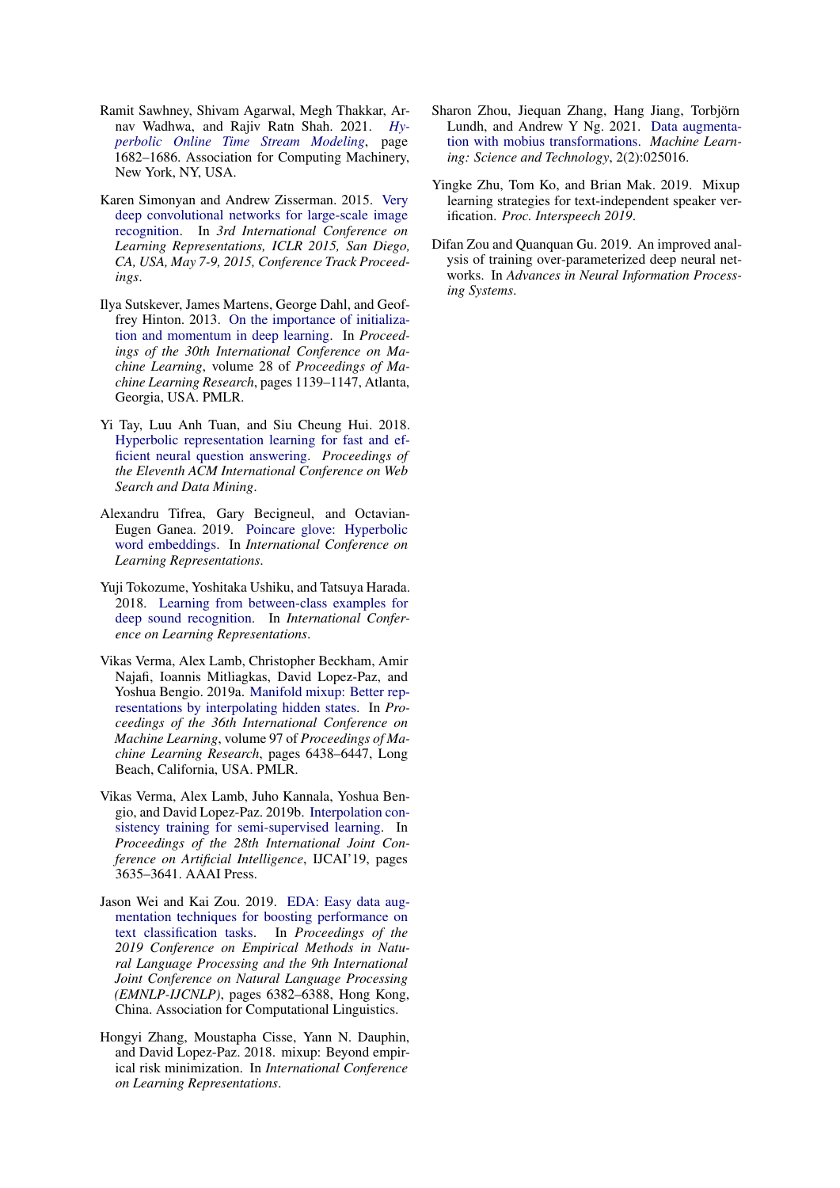Ramit Sawhney, Shivam Agarwal, Megh Thakkar, Arnav Wadhwa, and Rajiv Ratn Shah. 2021. *Hyperbolic Online Time Stream Modeling*, page 1682–1686. Association for Computing Machinery, New York, NY, USA.

Karen Simonyan and Andrew Zisserman. 2015. Very deep convolutional networks for large-scale image recognition. In *3rd International Conference on Learning Representations, ICLR 2015, San Diego, CA, USA, May 7-9, 2015, Conference Track Proceedings*.

Ilya Sutskever, James Martens, George Dahl, and Geoffrey Hinton. 2013. On the importance of initialization and momentum in deep learning. In *Proceedings of the 30th International Conference on Machine Learning*, volume 28 of *Proceedings of Machine Learning Research*, pages 1139–1147, Atlanta, Georgia, USA. PMLR.

Yi Tay, Luu Anh Tuan, and Siu Cheung Hui. 2018. Hyperbolic representation learning for fast and efficient neural question answering. *Proceedings of the Eleventh ACM International Conference on Web Search and Data Mining*.

Alexandru Tifrea, Gary Becigneul, and Octavian-Eugen Ganea. 2019. Poincare glove: Hyperbolic word embeddings. In *International Conference on Learning Representations*.

Yuji Tokozume, Yoshitaka Ushiku, and Tatsuya Harada. 2018. Learning from between-class examples for deep sound recognition. In *International Conference on Learning Representations*.

Vikas Verma, Alex Lamb, Christopher Beckham, Amir Najafi, Ioannis Mitliagkas, David Lopez-Paz, and Yoshua Bengio. 2019a. Manifold mixup: Better representations by interpolating hidden states. In *Proceedings of the 36th International Conference on Machine Learning*, volume 97 of *Proceedings of Machine Learning Research*, pages 6438–6447, Long Beach, California, USA. PMLR.

Vikas Verma, Alex Lamb, Juho Kannala, Yoshua Bengio, and David Lopez-Paz. 2019b. Interpolation consistency training for semi-supervised learning. In *Proceedings of the 28th International Joint Conference on Artificial Intelligence*, IJCAI'19, pages 3635–3641. AAAI Press.

Jason Wei and Kai Zou. 2019. EDA: Easy data augmentation techniques for boosting performance on text classification tasks. In *Proceedings of the 2019 Conference on Empirical Methods in Natural Language Processing and the 9th International Joint Conference on Natural Language Processing (EMNLP-IJCNLP)*, pages 6382–6388, Hong Kong, China. Association for Computational Linguistics.

Hongyi Zhang, Moustapha Cisse, Yann N. Dauphin, and David Lopez-Paz. 2018. mixup: Beyond empirical risk minimization. In *International Conference on Learning Representations*.

Sharon Zhou, Jiequan Zhang, Hang Jiang, Torbjörn Lundh, and Andrew Y Ng. 2021. Data augmentation with mobius transformations. *Machine Learning: Science and Technology*, 2(2):025016.

Yingke Zhu, Tom Ko, and Brian Mak. 2019. Mixup learning strategies for text-independent speaker verification. *Proc. Interspeech 2019*.

Difan Zou and Quanquan Gu. 2019. An improved analysis of training over-parameterized deep neural networks. In *Advances in Neural Information Processing Systems*.